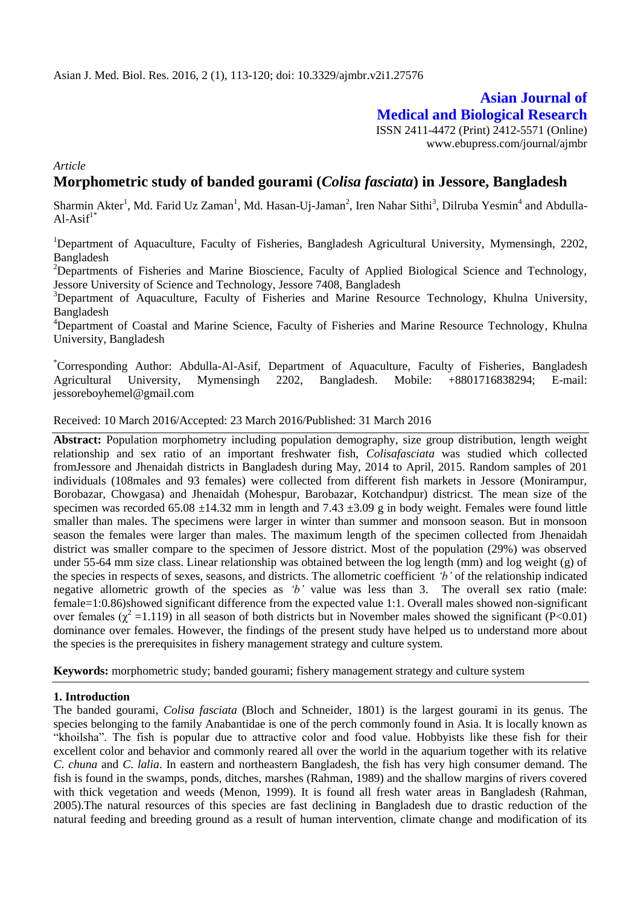Asian J. Med. Biol. Res. 2016, 2 (1), 113-120; doi: 10.3329/ajmbr.v2i1.27576

**Asian Journal of Medical and Biological Research**

ISSN 2411-4472 (Print) 2412-5571 (Online)
www.ebupress.com/journal/ajmbr

*Article*

# Morphometric study of banded gourami (*Colisa fasciata*) in Jessore, Bangladesh

Sharmin Akter[1], Md. Farid Uz Zaman[1], Md. Hasan-Uj-Jaman[2], Iren Nahar Sithi[3], Dilruba Yesmin[4] and Abdulla-Al-Asif[1*]

[1]Department of Aquaculture, Faculty of Fisheries, Bangladesh Agricultural University, Mymensingh, 2202, Bangladesh

[2]Departments of Fisheries and Marine Bioscience, Faculty of Applied Biological Science and Technology, Jessore University of Science and Technology, Jessore 7408, Bangladesh

[3]Department of Aquaculture, Faculty of Fisheries and Marine Resource Technology, Khulna University, Bangladesh

[4]Department of Coastal and Marine Science, Faculty of Fisheries and Marine Resource Technology, Khulna University, Bangladesh

[*]Corresponding Author: Abdulla-Al-Asif, Department of Aquaculture, Faculty of Fisheries, Bangladesh Agricultural University, Mymensingh 2202, Bangladesh. Mobile: +8801716838294; E-mail: jessoreboyhemel@gmail.com

Received: 10 March 2016/Accepted: 23 March 2016/Published: 31 March 2016

**Abstract:** Population morphometry including population demography, size group distribution, length weight relationship and sex ratio of an important freshwater fish, *Colisafasciata* was studied which collected fromJessore and Jhenaidah districts in Bangladesh during May, 2014 to April, 2015. Random samples of 201 individuals (108males and 93 females) were collected from different fish markets in Jessore (Monirampur, Borobazar, Chowgasa) and Jhenaidah (Mohespur, Barobazar, Kotchandpur) districst. The mean size of the specimen was recorded 65.08 ±14.32 mm in length and 7.43 ±3.09 g in body weight. Females were found little smaller than males. The specimens were larger in winter than summer and monsoon season. But in monsoon season the females were larger than males. The maximum length of the specimen collected from Jhenaidah district was smaller compare to the specimen of Jessore district. Most of the population (29%) was observed under 55-64 mm size class. Linear relationship was obtained between the log length (mm) and log weight (g) of the species in respects of sexes, seasons, and districts. The allometric coefficient *'b'* of the relationship indicated negative allometric growth of the species as *'b'* value was less than 3. The overall sex ratio (male: female=1:0.86)showed significant difference from the expected value 1:1. Overall males showed non-significant over females ($\chi^2$ =1.119) in all season of both districts but in November males showed the significant ($P<0.01$) dominance over females. However, the findings of the present study have helped us to understand more about the species is the prerequisites in fishery management strategy and culture system.

**Keywords:** morphometric study; banded gourami; fishery management strategy and culture system

## 1. Introduction

The banded gourami, *Colisa fasciata* (Bloch and Schneider, 1801) is the largest gourami in its genus. The species belonging to the family Anabantidae is one of the perch commonly found in Asia. It is locally known as "khoilsha". The fish is popular due to attractive color and food value. Hobbyists like these fish for their excellent color and behavior and commonly reared all over the world in the aquarium together with its relative *C. chuna* and *C. lalia*. In eastern and northeastern Bangladesh, the fish has very high consumer demand. The fish is found in the swamps, ponds, ditches, marshes (Rahman, 1989) and the shallow margins of rivers covered with thick vegetation and weeds (Menon, 1999). It is found all fresh water areas in Bangladesh (Rahman, 2005).The natural resources of this species are fast declining in Bangladesh due to drastic reduction of the natural feeding and breeding ground as a result of human intervention, climate change and modification of its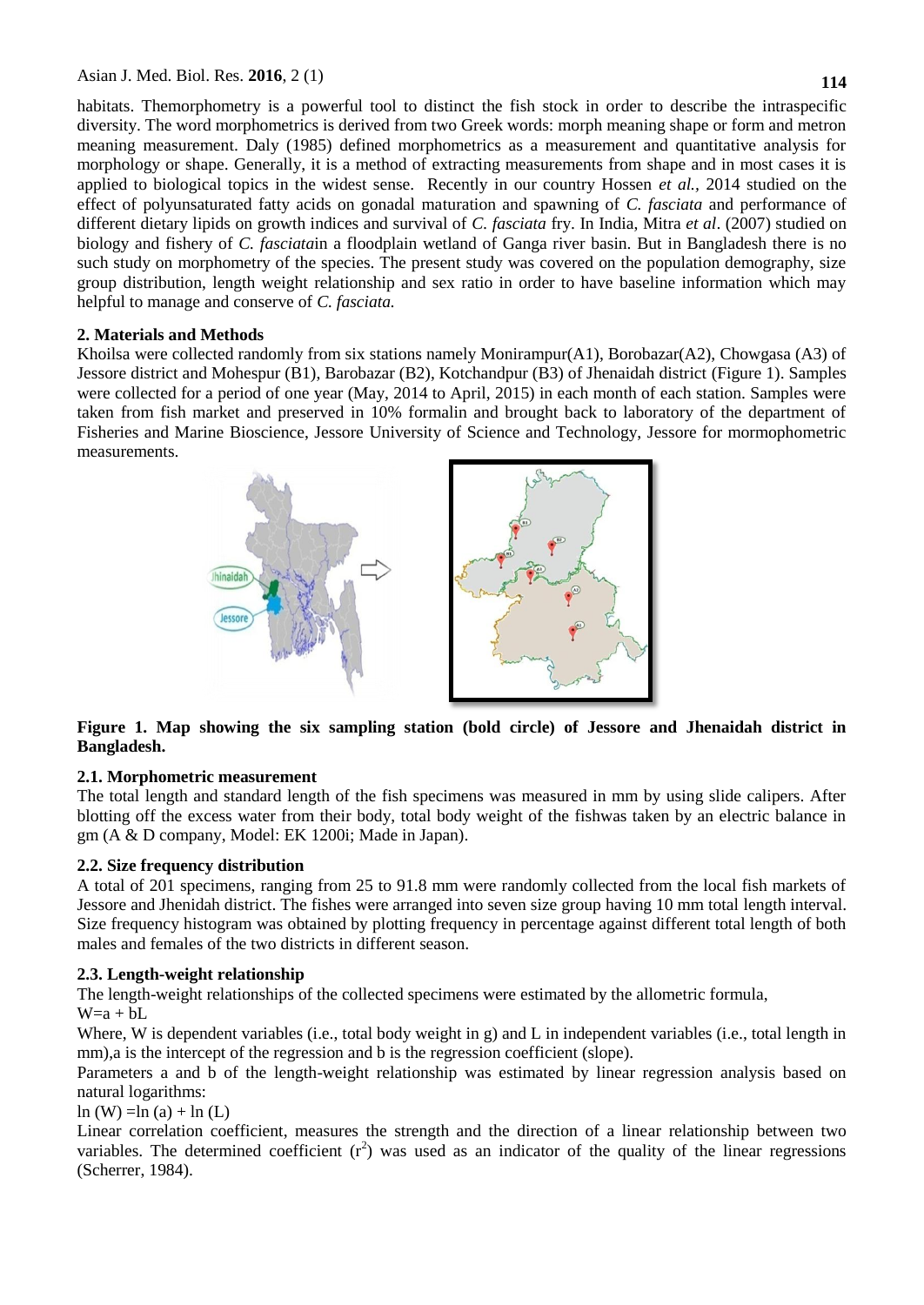habitats. Themorphometry is a powerful tool to distinct the fish stock in order to describe the intraspecific diversity. The word morphometrics is derived from two Greek words: morph meaning shape or form and metron meaning measurement. Daly (1985) defined morphometrics as a measurement and quantitative analysis for morphology or shape. Generally, it is a method of extracting measurements from shape and in most cases it is applied to biological topics in the widest sense. Recently in our country Hossen *et al.*, 2014 studied on the effect of polyunsaturated fatty acids on gonadal maturation and spawning of *C. fasciata* and performance of different dietary lipids on growth indices and survival of *C. fasciata* fry. In India, Mitra *et al*. (2007) studied on biology and fishery of *C. fasciata*in a floodplain wetland of Ganga river basin. But in Bangladesh there is no such study on morphometry of the species. The present study was covered on the population demography, size group distribution, length weight relationship and sex ratio in order to have baseline information which may helpful to manage and conserve of *C. fasciata.*

## 2. Materials and Methods

Khoilsa were collected randomly from six stations namely Monirampur(A1), Borobazar(A2), Chowgasa (A3) of Jessore district and Mohespur (B1), Barobazar (B2), Kotchandpur (B3) of Jhenaidah district (Figure 1). Samples were collected for a period of one year (May, 2014 to April, 2015) in each month of each station. Samples were taken from fish market and preserved in 10% formalin and brought back to laboratory of the department of Fisheries and Marine Bioscience, Jessore University of Science and Technology, Jessore for mormophometric measurements.

**Figure 1. Map showing the six sampling station (bold circle) of Jessore and Jhenaidah district in Bangladesh.**

### 2.1. Morphometric measurement

The total length and standard length of the fish specimens was measured in mm by using slide calipers. After blotting off the excess water from their body, total body weight of the fishwas taken by an electric balance in gm (A & D company, Model: EK 1200i; Made in Japan).

### 2.2. Size frequency distribution

A total of 201 specimens, ranging from 25 to 91.8 mm were randomly collected from the local fish markets of Jessore and Jhenidah district. The fishes were arranged into seven size group having 10 mm total length interval. Size frequency histogram was obtained by plotting frequency in percentage against different total length of both males and females of the two districts in different season.

### 2.3. Length-weight relationship

The length-weight relationships of the collected specimens were estimated by the allometric formula,

$W=a + bL$

Where, W is dependent variables (i.e., total body weight in g) and L in independent variables (i.e., total length in mm),a is the intercept of the regression and b is the regression coefficient (slope).

Parameters a and b of the length-weight relationship was estimated by linear regression analysis based on natural logarithms:

$\ln (W) =\ln (a) + \ln (L)$

Linear correlation coefficient, measures the strength and the direction of a linear relationship between two variables. The determined coefficient ($r^2$) was used as an indicator of the quality of the linear regressions (Scherrer, 1984).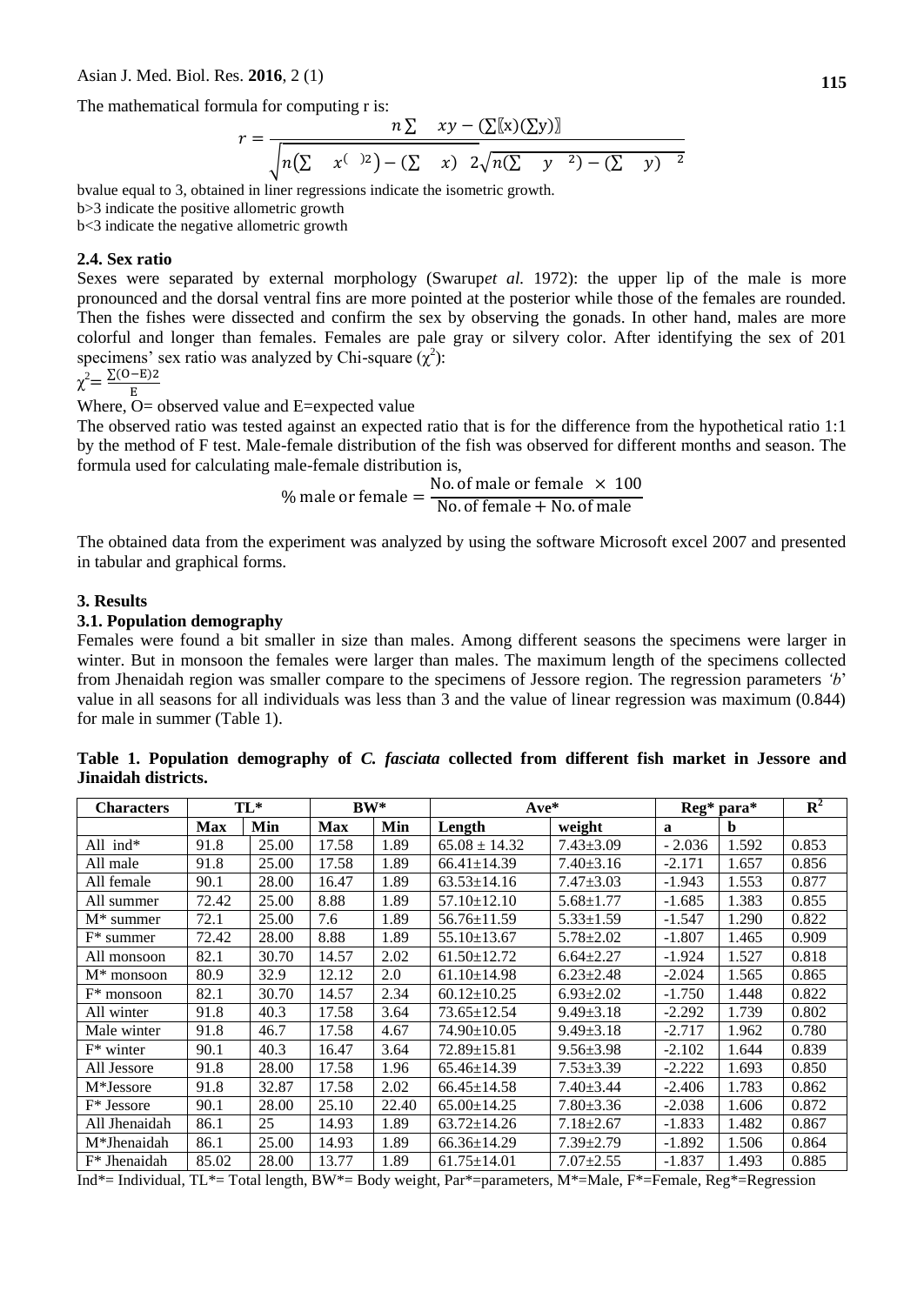The mathematical formula for computing r is:

$$r = \frac{n\sum xy - (\sum(x)(\sum y))}{\sqrt{n(\sum x^2) - (\sum x)^2}\sqrt{n(\sum y^2) - (\sum y)^2}}$$

bvalue equal to 3, obtained in liner regressions indicate the isometric growth.

b>3 indicate the positive allometric growth

b<3 indicate the negative allometric growth

### 2.4. Sex ratio

Sexes were separated by external morphology (Swarup*et al.* 1972): the upper lip of the male is more pronounced and the dorsal ventral fins are more pointed at the posterior while those of the females are rounded. Then the fishes were dissected and confirm the sex by observing the gonads. In other hand, males are more colorful and longer than females. Females are pale gray or silvery color. After identifying the sex of 201 specimens' sex ratio was analyzed by Chi-square ($\chi^2$):

$$\chi^2 = \frac{\sum(O-E)2}{E}$$

Where, O= observed value and E=expected value

The observed ratio was tested against an expected ratio that is for the difference from the hypothetical ratio 1:1 by the method of F test. Male-female distribution of the fish was observed for different months and season. The formula used for calculating male-female distribution is,

$$\%\text{ male or female} = \frac{\text{No. of male or female} \times 100}{\text{No. of female} + \text{No. of male}}$$

The obtained data from the experiment was analyzed by using the software Microsoft excel 2007 and presented in tabular and graphical forms.

## 3. Results

### 3.1. Population demography

Females were found a bit smaller in size than males. Among different seasons the specimens were larger in winter. But in monsoon the females were larger than males. The maximum length of the specimens collected from Jhenaidah region was smaller compare to the specimens of Jessore region. The regression parameters *'b'* value in all seasons for all individuals was less than 3 and the value of linear regression was maximum (0.844) for male in summer (Table 1).

**Table 1. Population demography of *C. fasciata* collected from different fish market in Jessore and Jinaidah districts.**

| Characters | TL* | | BW* | | Ave* | | Reg* para* | | $R^2$ |
|---|---|---|---|---|---|---|---|---|---|
| | Max | Min | Max | Min | Length | weight | a | b | |
| All ind* | 91.8 | 25.00 | 17.58 | 1.89 | 65.08 ± 14.32 | 7.43±3.09 | - 2.036 | 1.592 | 0.853 |
| All male | 91.8 | 25.00 | 17.58 | 1.89 | 66.41±14.39 | 7.40±3.16 | -2.171 | 1.657 | 0.856 |
| All female | 90.1 | 28.00 | 16.47 | 1.89 | 63.53±14.16 | 7.47±3.03 | -1.943 | 1.553 | 0.877 |
| All summer | 72.42 | 25.00 | 8.88 | 1.89 | 57.10±12.10 | 5.68±1.77 | -1.685 | 1.383 | 0.855 |
| M* summer | 72.1 | 25.00 | 7.6 | 1.89 | 56.76±11.59 | 5.33±1.59 | -1.547 | 1.290 | 0.822 |
| F* summer | 72.42 | 28.00 | 8.88 | 1.89 | 55.10±13.67 | 5.78±2.02 | -1.807 | 1.465 | 0.909 |
| All monsoon | 82.1 | 30.70 | 14.57 | 2.02 | 61.50±12.72 | 6.64±2.27 | -1.924 | 1.527 | 0.818 |
| M* monsoon | 80.9 | 32.9 | 12.12 | 2.0 | 61.10±14.98 | 6.23±2.48 | -2.024 | 1.565 | 0.865 |
| F* monsoon | 82.1 | 30.70 | 14.57 | 2.34 | 60.12±10.25 | 6.93±2.02 | -1.750 | 1.448 | 0.822 |
| All winter | 91.8 | 40.3 | 17.58 | 3.64 | 73.65±12.54 | 9.49±3.18 | -2.292 | 1.739 | 0.802 |
| Male winter | 91.8 | 46.7 | 17.58 | 4.67 | 74.90±10.05 | 9.49±3.18 | -2.717 | 1.962 | 0.780 |
| F* winter | 90.1 | 40.3 | 16.47 | 3.64 | 72.89±15.81 | 9.56±3.98 | -2.102 | 1.644 | 0.839 |
| All Jessore | 91.8 | 28.00 | 17.58 | 1.96 | 65.46±14.39 | 7.53±3.39 | -2.222 | 1.693 | 0.850 |
| M*Jessore | 91.8 | 32.87 | 17.58 | 2.02 | 66.45±14.58 | 7.40±3.44 | -2.406 | 1.783 | 0.862 |
| F* Jessore | 90.1 | 28.00 | 25.10 | 22.40 | 65.00±14.25 | 7.80±3.36 | -2.038 | 1.606 | 0.872 |
| All Jhenaidah | 86.1 | 25 | 14.93 | 1.89 | 63.72±14.26 | 7.18±2.67 | -1.833 | 1.482 | 0.867 |
| M*Jhenaidah | 86.1 | 25.00 | 14.93 | 1.89 | 66.36±14.29 | 7.39±2.79 | -1.892 | 1.506 | 0.864 |
| F* Jhenaidah | 85.02 | 28.00 | 13.77 | 1.89 | 61.75±14.01 | 7.07±2.55 | -1.837 | 1.493 | 0.885 |

Ind*= Individual, TL*= Total length, BW*= Body weight, Par*=parameters, M*=Male, F*=Female, Reg*=Regression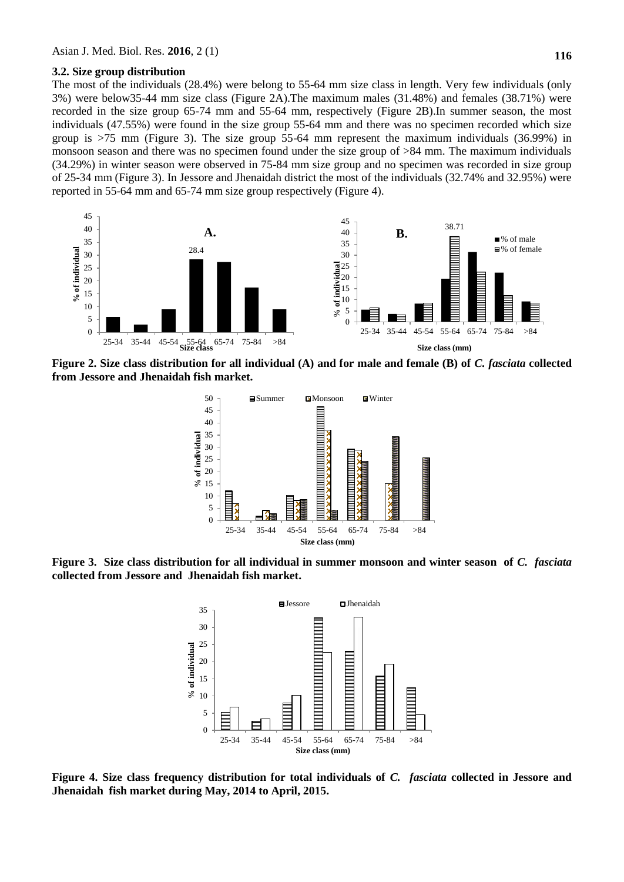### 3.2. Size group distribution

The most of the individuals (28.4%) were belong to 55-64 mm size class in length. Very few individuals (only 3%) were below35-44 mm size class (Figure 2A).The maximum males (31.48%) and females (38.71%) were recorded in the size group 65-74 mm and 55-64 mm, respectively (Figure 2B).In summer season, the most individuals (47.55%) were found in the size group 55-64 mm and there was no specimen recorded which size group is >75 mm (Figure 3). The size group 55-64 mm represent the maximum individuals (36.99%) in monsoon season and there was no specimen found under the size group of >84 mm. The maximum individuals (34.29%) in winter season were observed in 75-84 mm size group and no specimen was recorded in size group of 25-34 mm (Figure 3). In Jessore and Jhenaidah district the most of the individuals (32.74% and 32.95%) were reported in 55-64 mm and 65-74 mm size group respectively (Figure 4).

**Figure 2. Size class distribution for all individual (A) and for male and female (B) of *C. fasciata* collected from Jessore and Jhenaidah fish market.**

**Figure 3. Size class distribution for all individual in summer monsoon and winter season of *C. fasciata* collected from Jessore and Jhenaidah fish market.**

**Figure 4. Size class frequency distribution for total individuals of *C. fasciata* collected in Jessore and Jhenaidah fish market during May, 2014 to April, 2015.**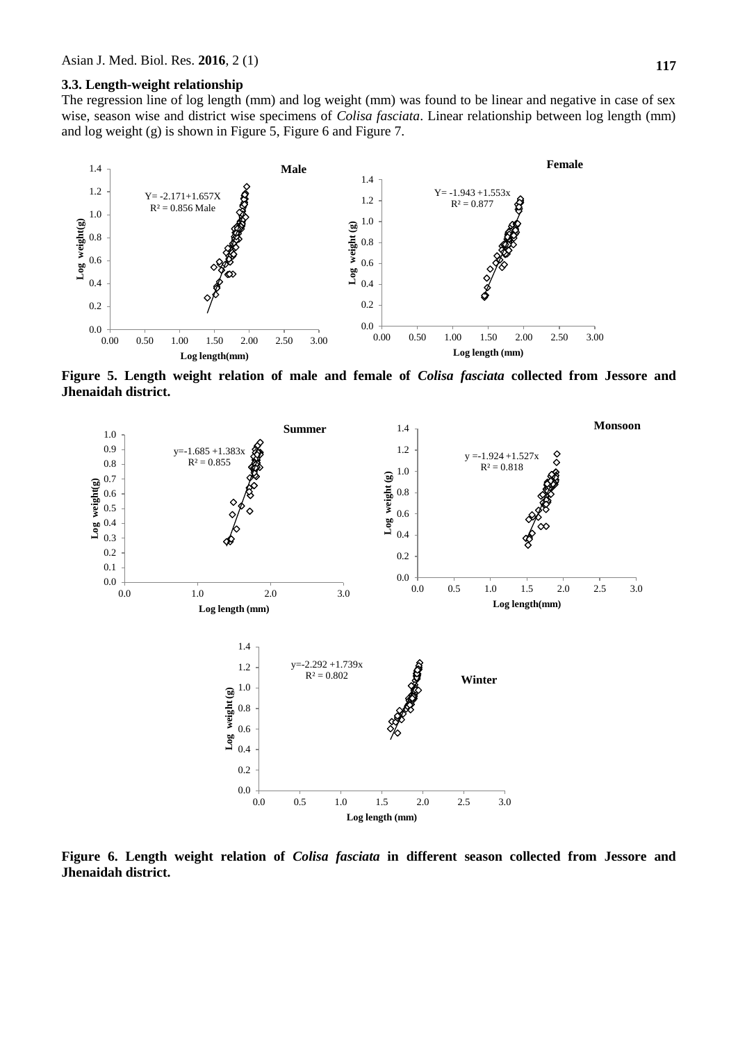### 3.3. Length-weight relationship

The regression line of log length (mm) and log weight (mm) was found to be linear and negative in case of sex wise, season wise and district wise specimens of *Colisa fasciata*. Linear relationship between log length (mm) and log weight (g) is shown in Figure 5, Figure 6 and Figure 7.

**Figure 5. Length weight relation of male and female of *Colisa fasciata* collected from Jessore and Jhenaidah district.**

**Figure 6. Length weight relation of *Colisa fasciata* in different season collected from Jessore and Jhenaidah district.**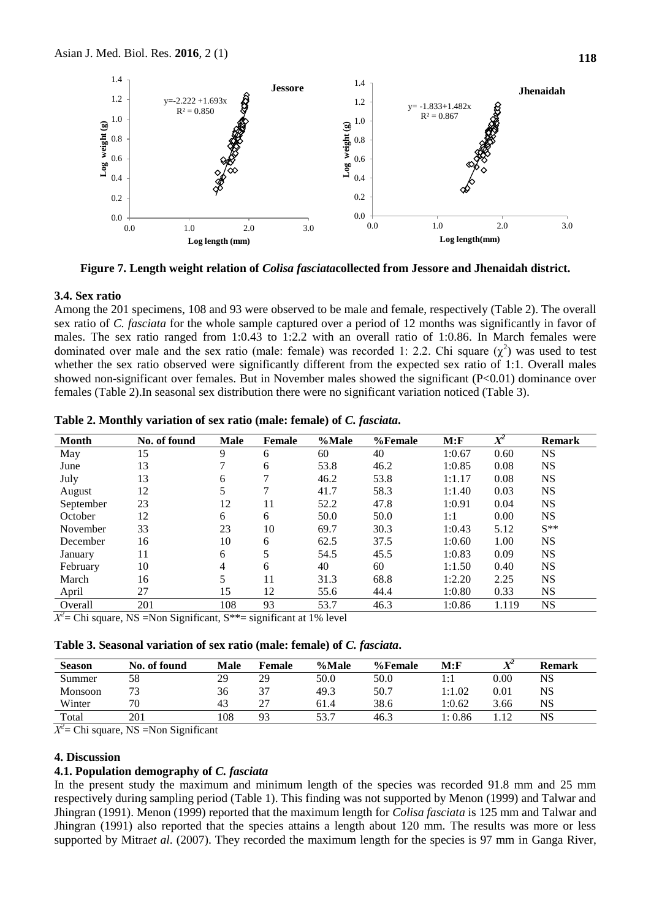**Figure 7. Length weight relation of *Colisa fasciata*collected from Jessore and Jhenaidah district.**

### 3.4. Sex ratio

Among the 201 specimens, 108 and 93 were observed to be male and female, respectively (Table 2). The overall sex ratio of *C. fasciata* for the whole sample captured over a period of 12 months was significantly in favor of males. The sex ratio ranged from 1:0.43 to 1:2.2 with an overall ratio of 1:0.86. In March females were dominated over male and the sex ratio (male: female) was recorded 1: 2.2. Chi square ($\chi^2$) was used to test whether the sex ratio observed were significantly different from the expected sex ratio of 1:1. Overall males showed non-significant over females. But in November males showed the significant (P<0.01) dominance over females (Table 2).In seasonal sex distribution there were no significant variation noticed (Table 3).

**Table 2. Monthly variation of sex ratio (male: female) of *C. fasciata*.**

| Month | No. of found | Male | Female | %Male | %Female | M:F | $X^2$ | Remark |
|---|---|---|---|---|---|---|---|---|
| May | 15 | 9 | 6 | 60 | 40 | 1:0.67 | 0.60 | NS |
| June | 13 | 7 | 6 | 53.8 | 46.2 | 1:0.85 | 0.08 | NS |
| July | 13 | 6 | 7 | 46.2 | 53.8 | 1:1.17 | 0.08 | NS |
| August | 12 | 5 | 7 | 41.7 | 58.3 | 1:1.40 | 0.03 | NS |
| September | 23 | 12 | 11 | 52.2 | 47.8 | 1:0.91 | 0.04 | NS |
| October | 12 | 6 | 6 | 50.0 | 50.0 | 1:1 | 0.00 | NS |
| November | 33 | 23 | 10 | 69.7 | 30.3 | 1:0.43 | 5.12 | S** |
| December | 16 | 10 | 6 | 62.5 | 37.5 | 1:0.60 | 1.00 | NS |
| January | 11 | 6 | 5 | 54.5 | 45.5 | 1:0.83 | 0.09 | NS |
| February | 10 | 4 | 6 | 40 | 60 | 1:1.50 | 0.40 | NS |
| March | 16 | 5 | 11 | 31.3 | 68.8 | 1:2.20 | 2.25 | NS |
| April | 27 | 15 | 12 | 55.6 | 44.4 | 1:0.80 | 0.33 | NS |
| Overall | 201 | 108 | 93 | 53.7 | 46.3 | 1:0.86 | 1.119 | NS |

$X^2$= Chi square, NS =Non Significant, S**= significant at 1% level

**Table 3. Seasonal variation of sex ratio (male: female) of *C. fasciata*.**

| Season | No. of found | Male | Female | %Male | %Female | M:F | $X^2$ | Remark |
|---|---|---|---|---|---|---|---|---|
| Summer | 58 | 29 | 29 | 50.0 | 50.0 | 1:1 | 0.00 | NS |
| Monsoon | 73 | 36 | 37 | 49.3 | 50.7 | 1:1.02 | 0.01 | NS |
| Winter | 70 | 43 | 27 | 61.4 | 38.6 | 1:0.62 | 3.66 | NS |
| Total | 201 | 108 | 93 | 53.7 | 46.3 | 1: 0.86 | 1.12 | NS |

$X^2$= Chi square, NS =Non Significant

## 4. Discussion

### 4.1. Population demography of *C. fasciata*

In the present study the maximum and minimum length of the species was recorded 91.8 mm and 25 mm respectively during sampling period (Table 1). This finding was not supported by Menon (1999) and Talwar and Jhingran (1991). Menon (1999) reported that the maximum length for *Colisa fasciata* is 125 mm and Talwar and Jhingran (1991) also reported that the species attains a length about 120 mm. The results was more or less supported by Mitra*et al*. (2007). They recorded the maximum length for the species is 97 mm in Ganga River,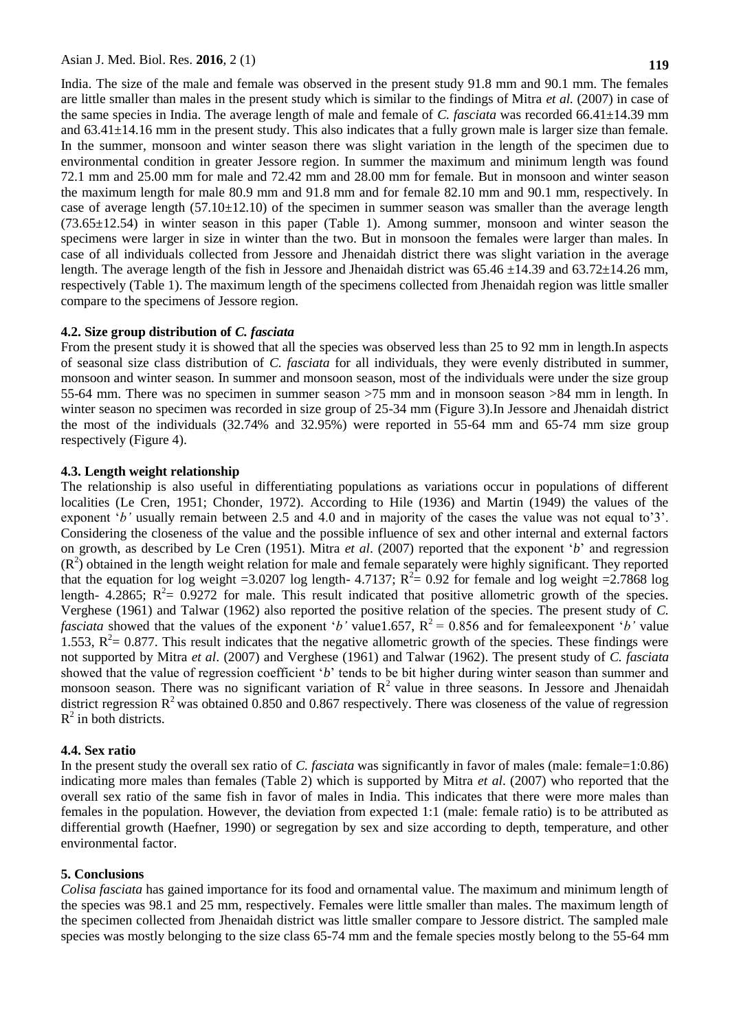India. The size of the male and female was observed in the present study 91.8 mm and 90.1 mm. The females are little smaller than males in the present study which is similar to the findings of Mitra *et al.* (2007) in case of the same species in India. The average length of male and female of *C. fasciata* was recorded 66.41±14.39 mm and 63.41±14.16 mm in the present study. This also indicates that a fully grown male is larger size than female. In the summer, monsoon and winter season there was slight variation in the length of the specimen due to environmental condition in greater Jessore region. In summer the maximum and minimum length was found 72.1 mm and 25.00 mm for male and 72.42 mm and 28.00 mm for female. But in monsoon and winter season the maximum length for male 80.9 mm and 91.8 mm and for female 82.10 mm and 90.1 mm, respectively. In case of average length (57.10±12.10) of the specimen in summer season was smaller than the average length (73.65±12.54) in winter season in this paper (Table 1). Among summer, monsoon and winter season the specimens were larger in size in winter than the two. But in monsoon the females were larger than males. In case of all individuals collected from Jessore and Jhenaidah district there was slight variation in the average length. The average length of the fish in Jessore and Jhenaidah district was 65.46 ±14.39 and 63.72±14.26 mm, respectively (Table 1). The maximum length of the specimens collected from Jhenaidah region was little smaller compare to the specimens of Jessore region.

### 4.2. Size group distribution of *C. fasciata*

From the present study it is showed that all the species was observed less than 25 to 92 mm in length.In aspects of seasonal size class distribution of *C. fasciata* for all individuals, they were evenly distributed in summer, monsoon and winter season. In summer and monsoon season, most of the individuals were under the size group 55-64 mm. There was no specimen in summer season >75 mm and in monsoon season >84 mm in length. In winter season no specimen was recorded in size group of 25-34 mm (Figure 3).In Jessore and Jhenaidah district the most of the individuals (32.74% and 32.95%) were reported in 55-64 mm and 65-74 mm size group respectively (Figure 4).

### 4.3. Length weight relationship

The relationship is also useful in differentiating populations as variations occur in populations of different localities (Le Cren, 1951; Chonder, 1972). According to Hile (1936) and Martin (1949) the values of the exponent '*b'* usually remain between 2.5 and 4.0 and in majority of the cases the value was not equal to'3'. Considering the closeness of the value and the possible influence of sex and other internal and external factors on growth, as described by Le Cren (1951). Mitra *et al*. (2007) reported that the exponent '*b*' and regression ($R^2$) obtained in the length weight relation for male and female separately were highly significant. They reported that the equation for log weight =3.0207 log length- 4.7137; $R^2$= 0.92 for female and log weight =2.7868 log length- 4.2865; $R^2$= 0.9272 for male. This result indicated that positive allometric growth of the species. Verghese (1961) and Talwar (1962) also reported the positive relation of the species. The present study of *C. fasciata* showed that the values of the exponent '*b'* value1.657, $R^2$ = 0.856 and for femaleexponent '*b'* value 1.553, $R^2$= 0.877. This result indicates that the negative allometric growth of the species. These findings were not supported by Mitra *et al*. (2007) and Verghese (1961) and Talwar (1962). The present study of *C. fasciata* showed that the value of regression coefficient '*b*' tends to be bit higher during winter season than summer and monsoon season. There was no significant variation of $R^2$ value in three seasons. In Jessore and Jhenaidah district regression $R^2$ was obtained 0.850 and 0.867 respectively. There was closeness of the value of regression $R^2$ in both districts.

### 4.4. Sex ratio

In the present study the overall sex ratio of *C. fasciata* was significantly in favor of males (male: female=1:0.86) indicating more males than females (Table 2) which is supported by Mitra *et al*. (2007) who reported that the overall sex ratio of the same fish in favor of males in India. This indicates that there were more males than females in the population. However, the deviation from expected 1:1 (male: female ratio) is to be attributed as differential growth (Haefner, 1990) or segregation by sex and size according to depth, temperature, and other environmental factor.

## 5. Conclusions

*Colisa fasciata* has gained importance for its food and ornamental value. The maximum and minimum length of the species was 98.1 and 25 mm, respectively. Females were little smaller than males. The maximum length of the specimen collected from Jhenaidah district was little smaller compare to Jessore district. The sampled male species was mostly belonging to the size class 65-74 mm and the female species mostly belong to the 55-64 mm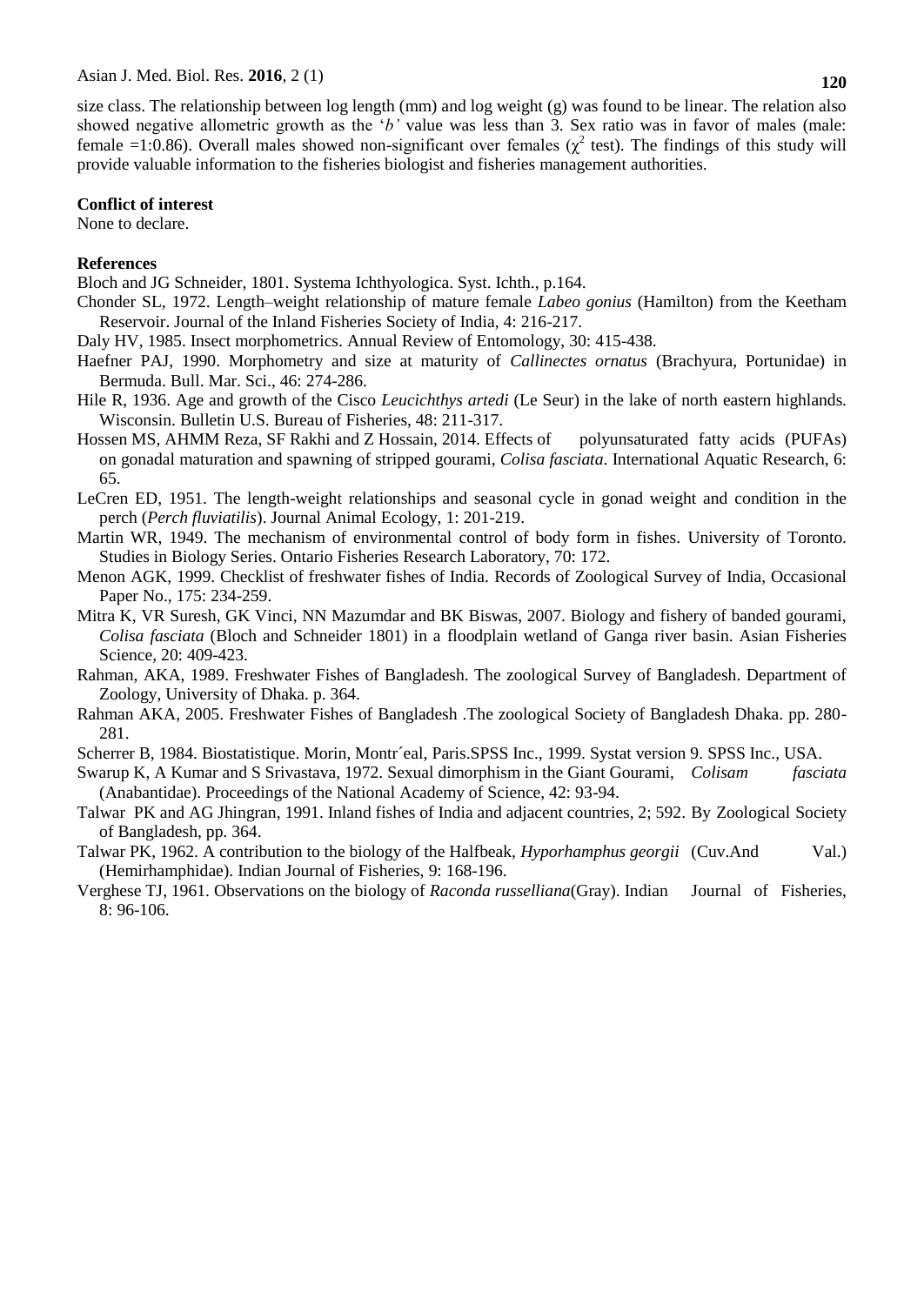size class. The relationship between log length (mm) and log weight (g) was found to be linear. The relation also showed negative allometric growth as the '*b'* value was less than 3. Sex ratio was in favor of males (male: female =1:0.86). Overall males showed non-significant over females ($\chi^2$ test). The findings of this study will provide valuable information to the fisheries biologist and fisheries management authorities.

**Conflict of interest**

None to declare.

**References**

Bloch and JG Schneider, 1801. Systema Ichthyologica. Syst. Ichth., p.164.

Chonder SL, 1972. Length–weight relationship of mature female *Labeo gonius* (Hamilton) from the Keetham Reservoir. Journal of the Inland Fisheries Society of India, 4: 216-217.

Daly HV, 1985. Insect morphometrics. Annual Review of Entomology, 30: 415-438.

Haefner PAJ, 1990. Morphometry and size at maturity of *Callinectes ornatus* (Brachyura, Portunidae) in Bermuda. Bull. Mar. Sci., 46: 274-286.

Hile R, 1936. Age and growth of the Cisco *Leucichthys artedi* (Le Seur) in the lake of north eastern highlands. Wisconsin. Bulletin U.S. Bureau of Fisheries, 48: 211-317.

Hossen MS, AHMM Reza, SF Rakhi and Z Hossain, 2014. Effects of polyunsaturated fatty acids (PUFAs) on gonadal maturation and spawning of stripped gourami, *Colisa fasciata*. International Aquatic Research, 6: 65.

LeCren ED, 1951. The length-weight relationships and seasonal cycle in gonad weight and condition in the perch (*Perch fluviatilis*). Journal Animal Ecology, 1: 201-219.

Martin WR, 1949. The mechanism of environmental control of body form in fishes. University of Toronto. Studies in Biology Series. Ontario Fisheries Research Laboratory, 70: 172.

Menon AGK, 1999. Checklist of freshwater fishes of India. Records of Zoological Survey of India, Occasional Paper No., 175: 234-259.

Mitra K, VR Suresh, GK Vinci, NN Mazumdar and BK Biswas, 2007. Biology and fishery of banded gourami, *Colisa fasciata* (Bloch and Schneider 1801) in a floodplain wetland of Ganga river basin. Asian Fisheries Science, 20: 409-423.

Rahman, AKA, 1989. Freshwater Fishes of Bangladesh. The zoological Survey of Bangladesh. Department of Zoology, University of Dhaka. p. 364.

Rahman AKA, 2005. Freshwater Fishes of Bangladesh .The zoological Society of Bangladesh Dhaka. pp. 280-281.

Scherrer B, 1984. Biostatistique. Morin, Montr´eal, Paris.SPSS Inc., 1999. Systat version 9. SPSS Inc., USA.

Swarup K, A Kumar and S Srivastava, 1972. Sexual dimorphism in the Giant Gourami, *Colisam fasciata* (Anabantidae). Proceedings of the National Academy of Science, 42: 93-94.

Talwar PK and AG Jhingran, 1991. Inland fishes of India and adjacent countries, 2; 592. By Zoological Society of Bangladesh, pp. 364.

Talwar PK, 1962. A contribution to the biology of the Halfbeak, *Hyporhamphus georgii* (Cuv.And Val.) (Hemirhamphidae). Indian Journal of Fisheries, 9: 168-196.

Verghese TJ, 1961. Observations on the biology of *Raconda russelliana*(Gray). Indian Journal of Fisheries, 8: 96-106.